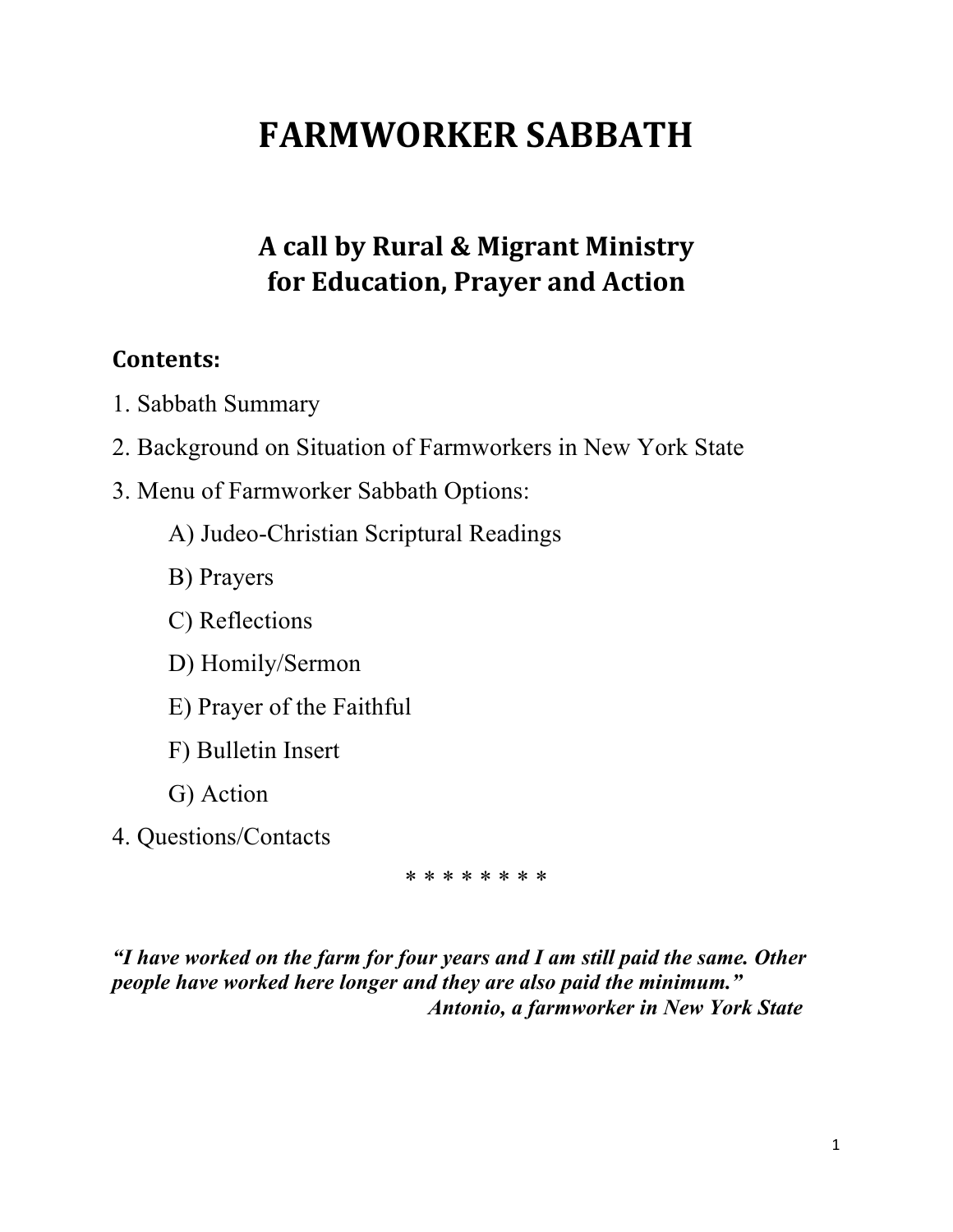# FARMWORKER SABBATH

## A call by Rural & Migrant Ministry for Education, Prayer and Action

### Contents:

1. Sabbath Summary
2. Background on Situation of Farmworkers in New York State
3. Menu of Farmworker Sabbath Options:
    - A) Judeo-Christian Scriptural Readings
    - B) Prayers
    - C) Reflections
    - D) Homily/Sermon
    - E) Prayer of the Faithful
    - F) Bulletin Insert
    - G) Action
4. Questions/Contacts

* * * * * * * *

***"I have worked on the farm for four years and I am still paid the same. Other people have worked here longer and they are also paid the minimum."***

***Antonio, a farmworker in New York State***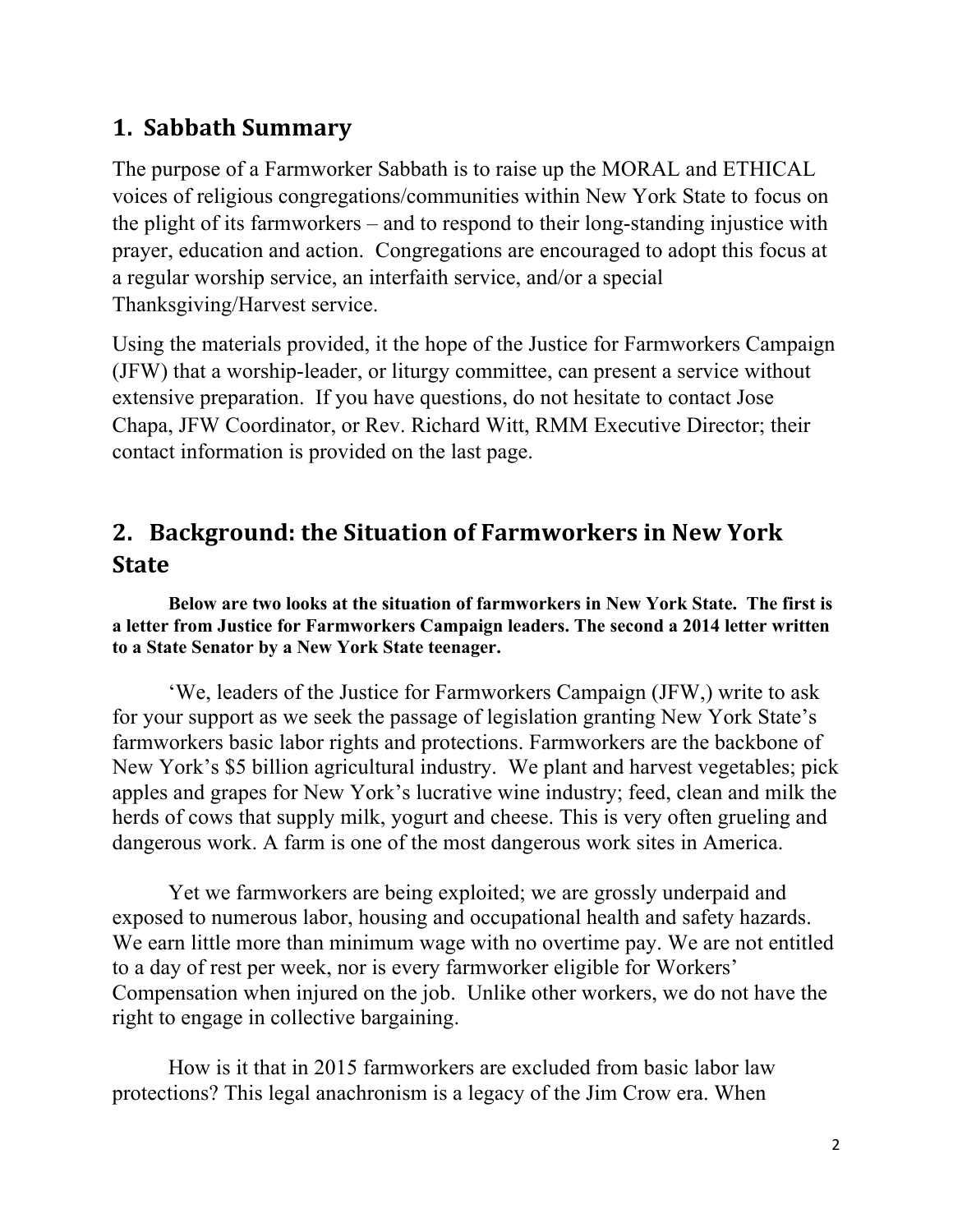## 1. Sabbath Summary

The purpose of a Farmworker Sabbath is to raise up the MORAL and ETHICAL voices of religious congregations/communities within New York State to focus on the plight of its farmworkers – and to respond to their long-standing injustice with prayer, education and action. Congregations are encouraged to adopt this focus at a regular worship service, an interfaith service, and/or a special Thanksgiving/Harvest service.

Using the materials provided, it the hope of the Justice for Farmworkers Campaign (JFW) that a worship-leader, or liturgy committee, can present a service without extensive preparation. If you have questions, do not hesitate to contact Jose Chapa, JFW Coordinator, or Rev. Richard Witt, RMM Executive Director; their contact information is provided on the last page.

## 2. Background: the Situation of Farmworkers in New York State

**Below are two looks at the situation of farmworkers in New York State. The first is a letter from Justice for Farmworkers Campaign leaders. The second a 2014 letter written to a State Senator by a New York State teenager.**

'We, leaders of the Justice for Farmworkers Campaign (JFW,) write to ask for your support as we seek the passage of legislation granting New York State's farmworkers basic labor rights and protections. Farmworkers are the backbone of New York's $5 billion agricultural industry. We plant and harvest vegetables; pick apples and grapes for New York's lucrative wine industry; feed, clean and milk the herds of cows that supply milk, yogurt and cheese. This is very often grueling and dangerous work. A farm is one of the most dangerous work sites in America.

Yet we farmworkers are being exploited; we are grossly underpaid and exposed to numerous labor, housing and occupational health and safety hazards. We earn little more than minimum wage with no overtime pay. We are not entitled to a day of rest per week, nor is every farmworker eligible for Workers' Compensation when injured on the job. Unlike other workers, we do not have the right to engage in collective bargaining.

How is it that in 2015 farmworkers are excluded from basic labor law protections? This legal anachronism is a legacy of the Jim Crow era. When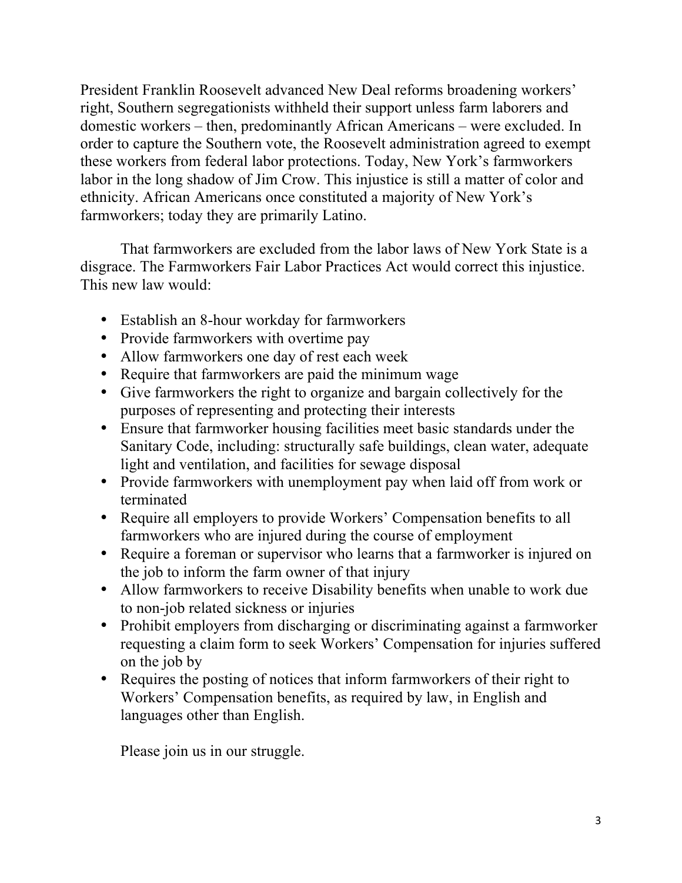President Franklin Roosevelt advanced New Deal reforms broadening workers' right, Southern segregationists withheld their support unless farm laborers and domestic workers – then, predominantly African Americans – were excluded. In order to capture the Southern vote, the Roosevelt administration agreed to exempt these workers from federal labor protections. Today, New York's farmworkers labor in the long shadow of Jim Crow. This injustice is still a matter of color and ethnicity. African Americans once constituted a majority of New York's farmworkers; today they are primarily Latino.

That farmworkers are excluded from the labor laws of New York State is a disgrace. The Farmworkers Fair Labor Practices Act would correct this injustice. This new law would:

- Establish an 8-hour workday for farmworkers
- Provide farmworkers with overtime pay
- Allow farmworkers one day of rest each week
- Require that farmworkers are paid the minimum wage
- Give farmworkers the right to organize and bargain collectively for the purposes of representing and protecting their interests
- Ensure that farmworker housing facilities meet basic standards under the Sanitary Code, including: structurally safe buildings, clean water, adequate light and ventilation, and facilities for sewage disposal
- Provide farmworkers with unemployment pay when laid off from work or terminated
- Require all employers to provide Workers' Compensation benefits to all farmworkers who are injured during the course of employment
- Require a foreman or supervisor who learns that a farmworker is injured on the job to inform the farm owner of that injury
- Allow farmworkers to receive Disability benefits when unable to work due to non-job related sickness or injuries
- Prohibit employers from discharging or discriminating against a farmworker requesting a claim form to seek Workers' Compensation for injuries suffered on the job by
- Requires the posting of notices that inform farmworkers of their right to Workers' Compensation benefits, as required by law, in English and languages other than English.

Please join us in our struggle.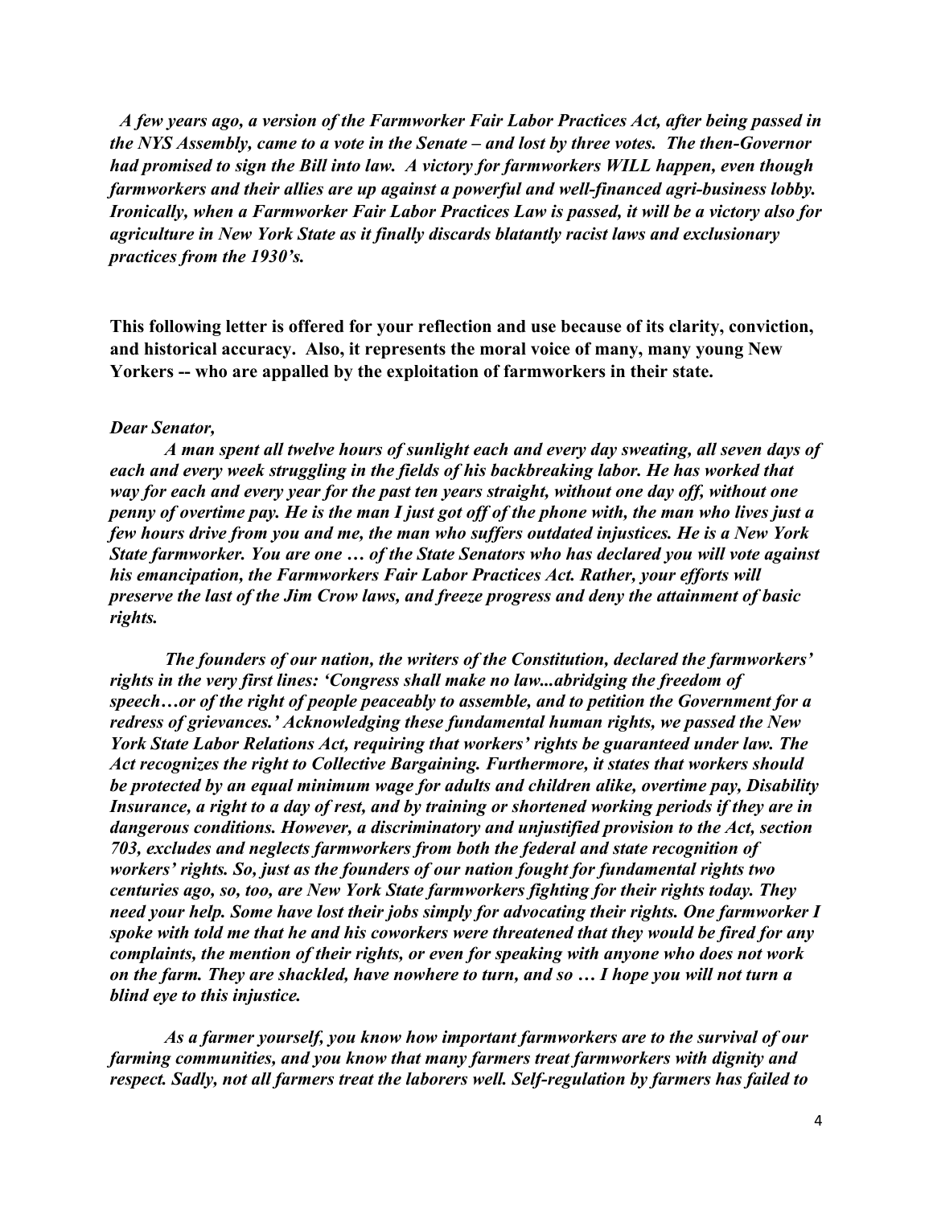*A few years ago, a version of the Farmworker Fair Labor Practices Act, after being passed in the NYS Assembly, came to a vote in the Senate – and lost by three votes. The then-Governor had promised to sign the Bill into law. A victory for farmworkers WILL happen, even though farmworkers and their allies are up against a powerful and well-financed agri-business lobby. Ironically, when a Farmworker Fair Labor Practices Law is passed, it will be a victory also for agriculture in New York State as it finally discards blatantly racist laws and exclusionary practices from the 1930's.*

**This following letter is offered for your reflection and use because of its clarity, conviction, and historical accuracy. Also, it represents the moral voice of many, many young New Yorkers -- who are appalled by the exploitation of farmworkers in their state.**

***Dear Senator,***

***A man spent all twelve hours of sunlight each and every day sweating, all seven days of each and every week struggling in the fields of his backbreaking labor. He has worked that way for each and every year for the past ten years straight, without one day off, without one penny of overtime pay. He is the man I just got off of the phone with, the man who lives just a few hours drive from you and me, the man who suffers outdated injustices. He is a New York State farmworker. You are one … of the State Senators who has declared you will vote against his emancipation, the Farmworkers Fair Labor Practices Act. Rather, your efforts will preserve the last of the Jim Crow laws, and freeze progress and deny the attainment of basic rights.***

***The founders of our nation, the writers of the Constitution, declared the farmworkers' rights in the very first lines: 'Congress shall make no law...abridging the freedom of speech…or of the right of people peaceably to assemble, and to petition the Government for a redress of grievances.' Acknowledging these fundamental human rights, we passed the New York State Labor Relations Act, requiring that workers' rights be guaranteed under law. The Act recognizes the right to Collective Bargaining. Furthermore, it states that workers should be protected by an equal minimum wage for adults and children alike, overtime pay, Disability Insurance, a right to a day of rest, and by training or shortened working periods if they are in dangerous conditions. However, a discriminatory and unjustified provision to the Act, section 703, excludes and neglects farmworkers from both the federal and state recognition of workers' rights. So, just as the founders of our nation fought for fundamental rights two centuries ago, so, too, are New York State farmworkers fighting for their rights today. They need your help. Some have lost their jobs simply for advocating their rights. One farmworker I spoke with told me that he and his coworkers were threatened that they would be fired for any complaints, the mention of their rights, or even for speaking with anyone who does not work on the farm. They are shackled, have nowhere to turn, and so … I hope you will not turn a blind eye to this injustice.***

***As a farmer yourself, you know how important farmworkers are to the survival of our farming communities, and you know that many farmers treat farmworkers with dignity and respect. Sadly, not all farmers treat the laborers well. Self-regulation by farmers has failed to***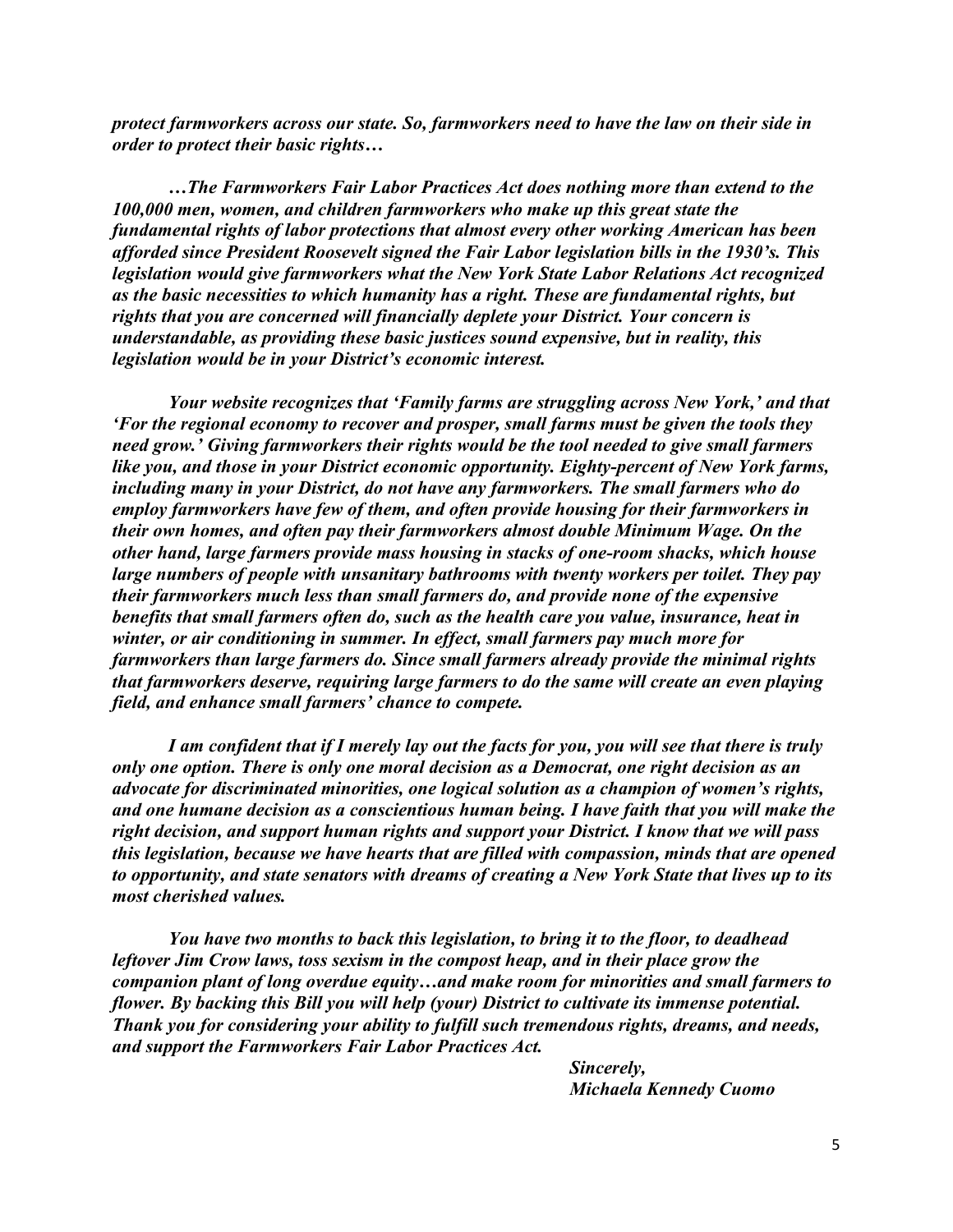***protect farmworkers across our state. So, farmworkers need to have the law on their side in order to protect their basic rights…***

***…The Farmworkers Fair Labor Practices Act does nothing more than extend to the 100,000 men, women, and children farmworkers who make up this great state the fundamental rights of labor protections that almost every other working American has been afforded since President Roosevelt signed the Fair Labor legislation bills in the 1930's. This legislation would give farmworkers what the New York State Labor Relations Act recognized as the basic necessities to which humanity has a right. These are fundamental rights, but rights that you are concerned will financially deplete your District. Your concern is understandable, as providing these basic justices sound expensive, but in reality, this legislation would be in your District's economic interest.***

***Your website recognizes that 'Family farms are struggling across New York,' and that 'For the regional economy to recover and prosper, small farms must be given the tools they need grow.' Giving farmworkers their rights would be the tool needed to give small farmers like you, and those in your District economic opportunity. Eighty-percent of New York farms, including many in your District, do not have any farmworkers. The small farmers who do employ farmworkers have few of them, and often provide housing for their farmworkers in their own homes, and often pay their farmworkers almost double Minimum Wage. On the other hand, large farmers provide mass housing in stacks of one-room shacks, which house large numbers of people with unsanitary bathrooms with twenty workers per toilet. They pay their farmworkers much less than small farmers do, and provide none of the expensive benefits that small farmers often do, such as the health care you value, insurance, heat in winter, or air conditioning in summer. In effect, small farmers pay much more for farmworkers than large farmers do. Since small farmers already provide the minimal rights that farmworkers deserve, requiring large farmers to do the same will create an even playing field, and enhance small farmers' chance to compete.***

***I am confident that if I merely lay out the facts for you, you will see that there is truly only one option. There is only one moral decision as a Democrat, one right decision as an advocate for discriminated minorities, one logical solution as a champion of women's rights, and one humane decision as a conscientious human being. I have faith that you will make the right decision, and support human rights and support your District. I know that we will pass this legislation, because we have hearts that are filled with compassion, minds that are opened to opportunity, and state senators with dreams of creating a New York State that lives up to its most cherished values.***

***You have two months to back this legislation, to bring it to the floor, to deadhead leftover Jim Crow laws, toss sexism in the compost heap, and in their place grow the companion plant of long overdue equity…and make room for minorities and small farmers to flower. By backing this Bill you will help (your) District to cultivate its immense potential. Thank you for considering your ability to fulfill such tremendous rights, dreams, and needs, and support the Farmworkers Fair Labor Practices Act.***

***Sincerely,***
***Michaela Kennedy Cuomo***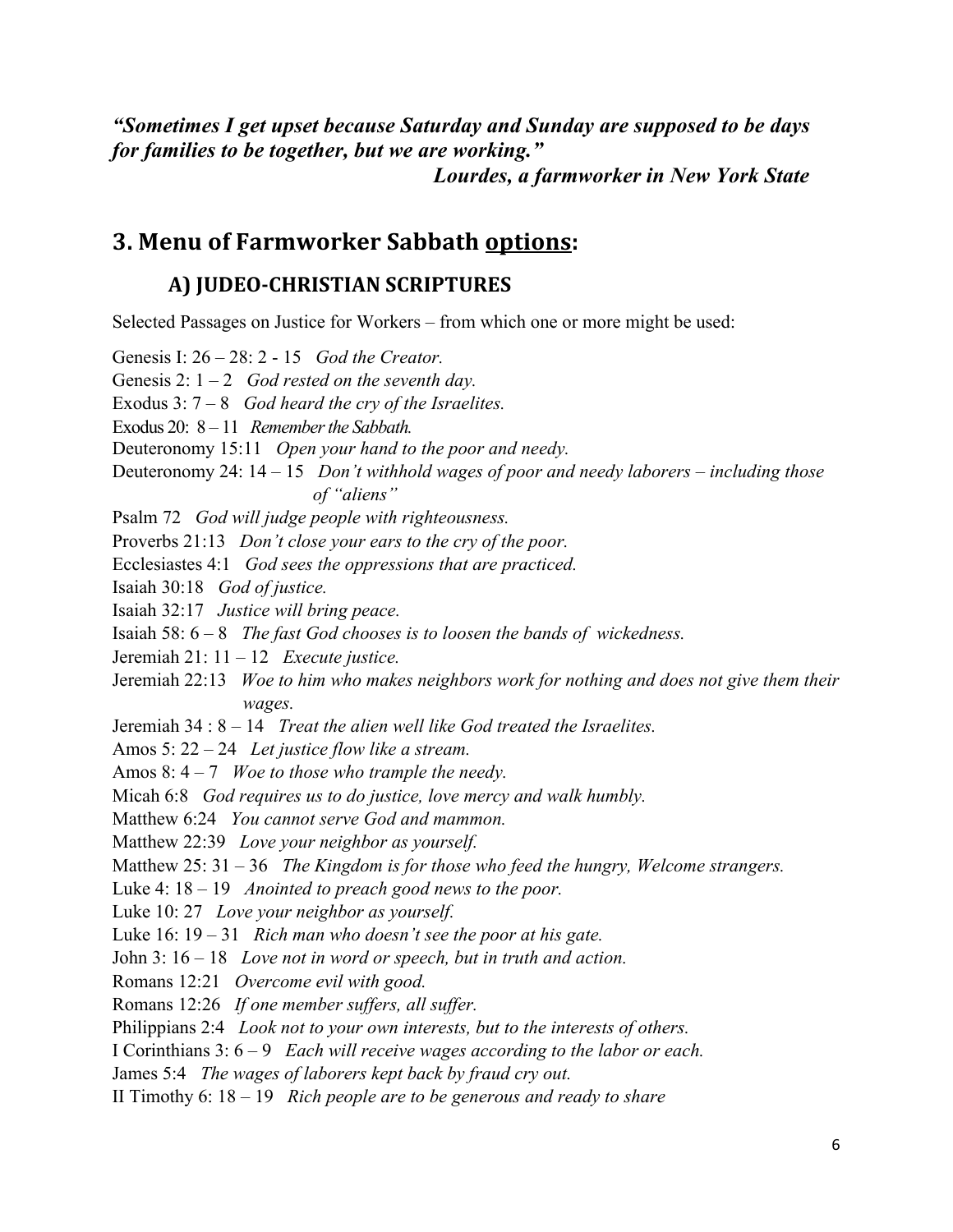***"Sometimes I get upset because Saturday and Sunday are supposed to be days for families to be together, but we are working."***

***Lourdes, a farmworker in New York State***

## 3. Menu of Farmworker Sabbath <u>options</u>:

### A) JUDEO-CHRISTIAN SCRIPTURES

Selected Passages on Justice for Workers – from which one or more might be used:

Genesis I: 26 – 28: 2 - 15 *God the Creator.*
Genesis 2: 1 – 2 *God rested on the seventh day.*
Exodus 3: 7 – 8 *God heard the cry of the Israelites.*
Exodus 20: 8 – 11 *Remember the Sabbath.*
Deuteronomy 15:11 *Open your hand to the poor and needy.*
Deuteronomy 24: 14 – 15 *Don't withhold wages of poor and needy laborers – including those of "aliens"*
Psalm 72 *God will judge people with righteousness.*
Proverbs 21:13 *Don't close your ears to the cry of the poor.*
Ecclesiastes 4:1 *God sees the oppressions that are practiced.*
Isaiah 30:18 *God of justice.*
Isaiah 32:17 *Justice will bring peace.*
Isaiah 58: 6 – 8 *The fast God chooses is to loosen the bands of wickedness.*
Jeremiah 21: 11 – 12 *Execute justice.*
Jeremiah 22:13 *Woe to him who makes neighbors work for nothing and does not give them their wages.*
Jeremiah 34 : 8 – 14 *Treat the alien well like God treated the Israelites.*
Amos 5: 22 – 24 *Let justice flow like a stream.*
Amos 8: 4 – 7 *Woe to those who trample the needy.*
Micah 6:8 *God requires us to do justice, love mercy and walk humbly.*
Matthew 6:24 *You cannot serve God and mammon.*
Matthew 22:39 *Love your neighbor as yourself.*
Matthew 25: 31 – 36 *The Kingdom is for those who feed the hungry, Welcome strangers.*
Luke 4: 18 – 19 *Anointed to preach good news to the poor.*
Luke 10: 27 *Love your neighbor as yourself.*
Luke 16: 19 – 31 *Rich man who doesn't see the poor at his gate.*
John 3: 16 – 18 *Love not in word or speech, but in truth and action.*
Romans 12:21 *Overcome evil with good.*
Romans 12:26 *If one member suffers, all suffer.*
Philippians 2:4 *Look not to your own interests, but to the interests of others.*
I Corinthians 3: 6 – 9 *Each will receive wages according to the labor or each.*
James 5:4 *The wages of laborers kept back by fraud cry out.*
II Timothy 6: 18 – 19 *Rich people are to be generous and ready to share*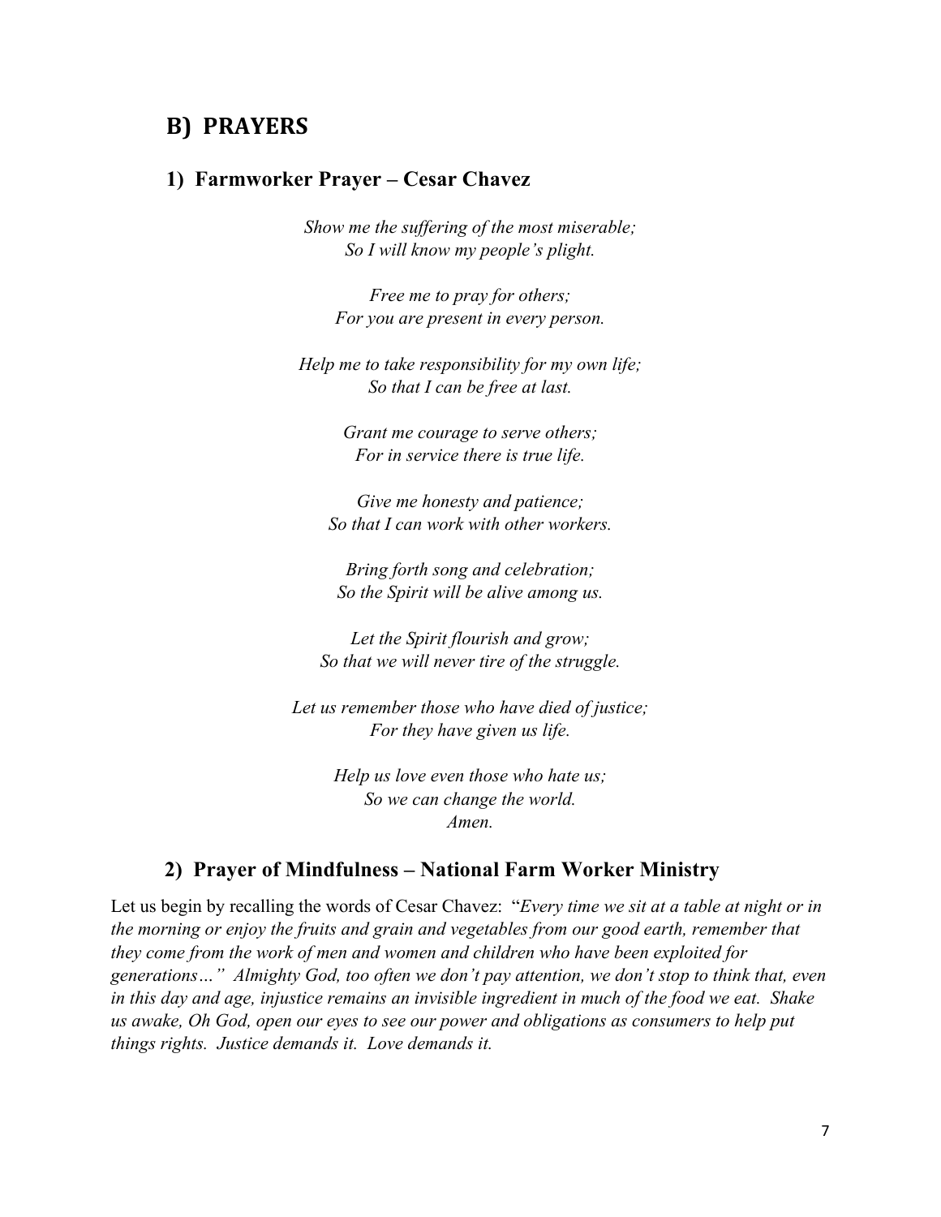## B) PRAYERS

### 1) Farmworker Prayer – Cesar Chavez

*Show me the suffering of the most miserable;*
*So I will know my people's plight.*

*Free me to pray for others;*
*For you are present in every person.*

*Help me to take responsibility for my own life;*
*So that I can be free at last.*

*Grant me courage to serve others;*
*For in service there is true life.*

*Give me honesty and patience;*
*So that I can work with other workers.*

*Bring forth song and celebration;*
*So the Spirit will be alive among us.*

*Let the Spirit flourish and grow;*
*So that we will never tire of the struggle.*

*Let us remember those who have died of justice;*
*For they have given us life.*

*Help us love even those who hate us;*
*So we can change the world.*
*Amen.*

### 2) Prayer of Mindfulness – National Farm Worker Ministry

Let us begin by recalling the words of Cesar Chavez: "*Every time we sit at a table at night or in the morning or enjoy the fruits and grain and vegetables from our good earth, remember that they come from the work of men and women and children who have been exploited for generations…" Almighty God, too often we don't pay attention, we don't stop to think that, even in this day and age, injustice remains an invisible ingredient in much of the food we eat. Shake us awake, Oh God, open our eyes to see our power and obligations as consumers to help put things rights. Justice demands it. Love demands it.*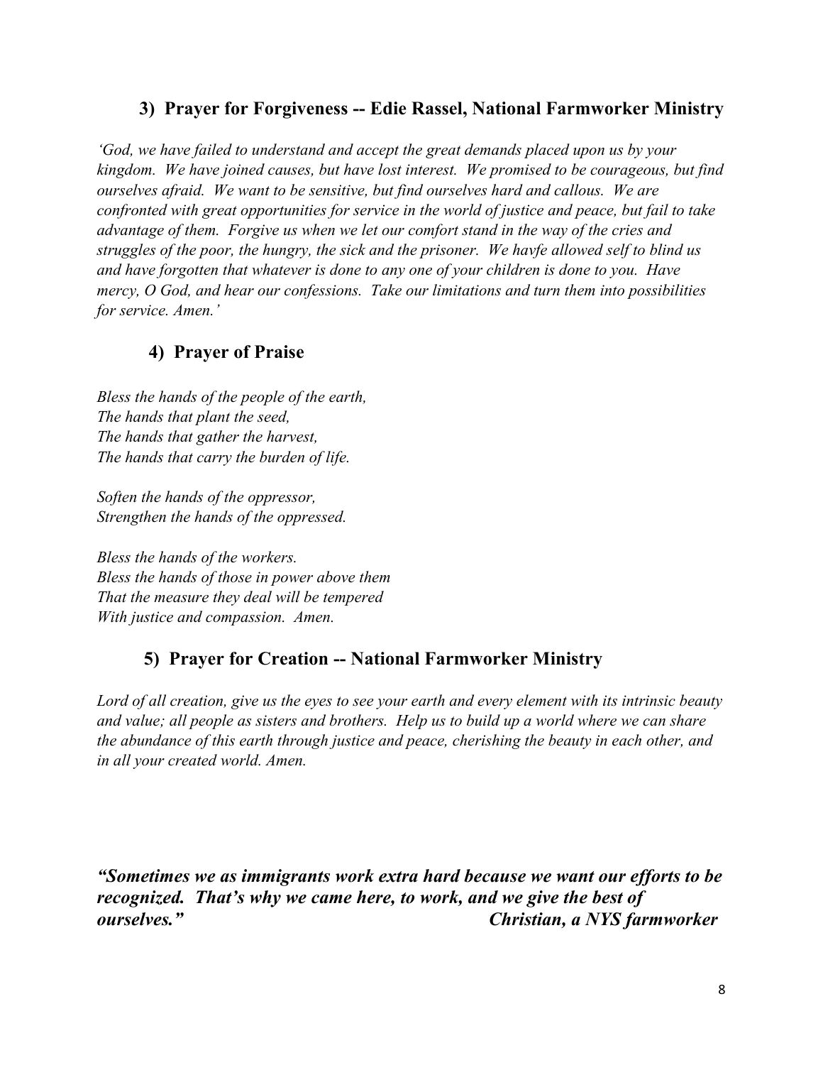## 3) Prayer for Forgiveness -- Edie Rassel, National Farmworker Ministry

*'God, we have failed to understand and accept the great demands placed upon us by your kingdom. We have joined causes, but have lost interest. We promised to be courageous, but find ourselves afraid. We want to be sensitive, but find ourselves hard and callous. We are confronted with great opportunities for service in the world of justice and peace, but fail to take advantage of them. Forgive us when we let our comfort stand in the way of the cries and struggles of the poor, the hungry, the sick and the prisoner. We havfe allowed self to blind us and have forgotten that whatever is done to any one of your children is done to you. Have mercy, O God, and hear our confessions. Take our limitations and turn them into possibilities for service. Amen.'*

## 4) Prayer of Praise

*Bless the hands of the people of the earth,*
*The hands that plant the seed,*
*The hands that gather the harvest,*
*The hands that carry the burden of life.*

*Soften the hands of the oppressor,*
*Strengthen the hands of the oppressed.*

*Bless the hands of the workers.*
*Bless the hands of those in power above them*
*That the measure they deal will be tempered*
*With justice and compassion. Amen.*

## 5) Prayer for Creation -- National Farmworker Ministry

*Lord of all creation, give us the eyes to see your earth and every element with its intrinsic beauty and value; all people as sisters and brothers. Help us to build up a world where we can share the abundance of this earth through justice and peace, cherishing the beauty in each other, and in all your created world. Amen.*

***"Sometimes we as immigrants work extra hard because we want our efforts to be recognized. That's why we came here, to work, and we give the best of ourselves."***
***Christian, a NYS farmworker***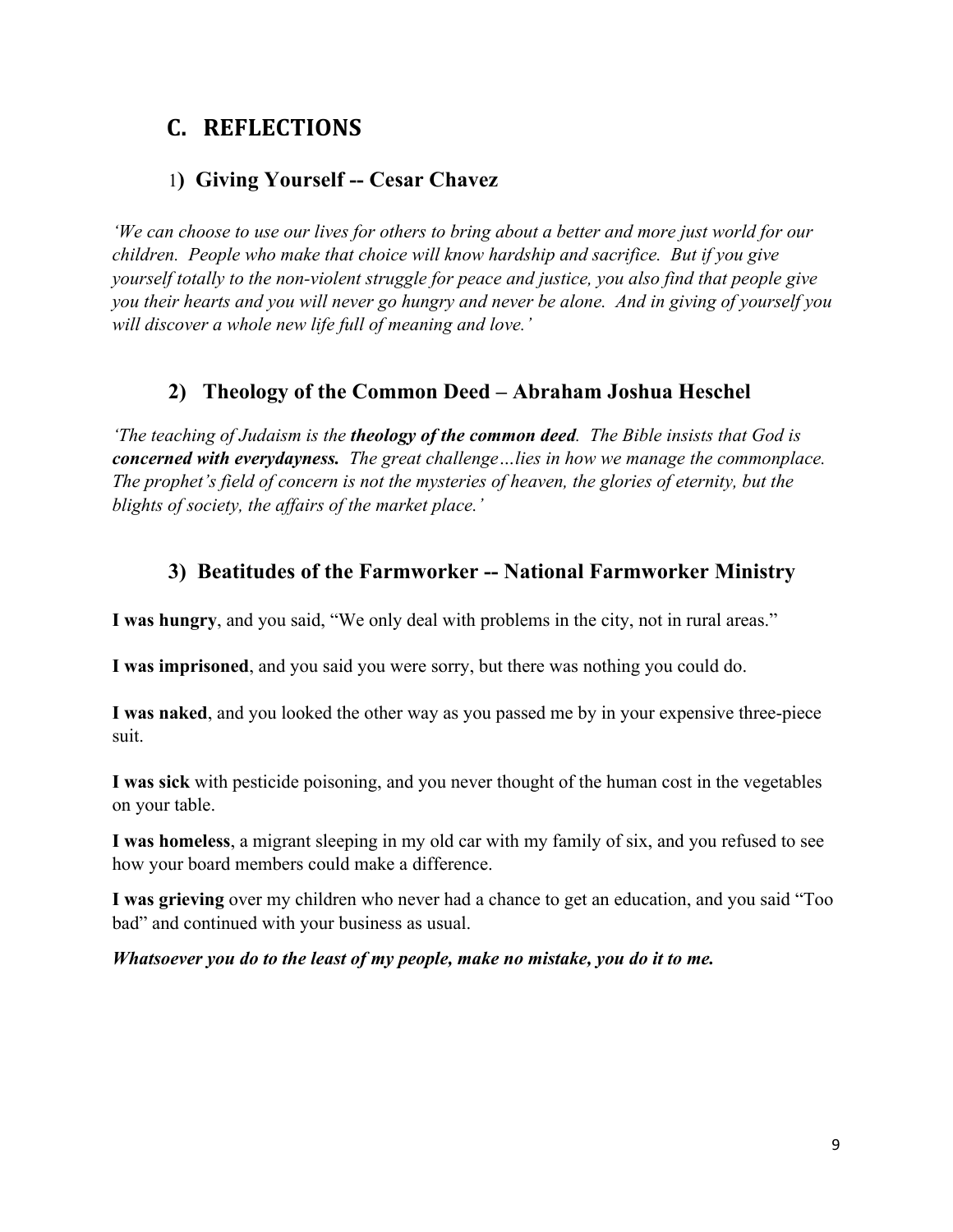## C. REFLECTIONS

### 1) Giving Yourself -- Cesar Chavez

*'We can choose to use our lives for others to bring about a better and more just world for our children. People who make that choice will know hardship and sacrifice. But if you give yourself totally to the non-violent struggle for peace and justice, you also find that people give you their hearts and you will never go hungry and never be alone. And in giving of yourself you will discover a whole new life full of meaning and love.'*

### 2) Theology of the Common Deed – Abraham Joshua Heschel

*'The teaching of Judaism is the **theology of the common deed**. The Bible insists that God is **concerned with everydayness.** The great challenge…lies in how we manage the commonplace. The prophet's field of concern is not the mysteries of heaven, the glories of eternity, but the blights of society, the affairs of the market place.'*

### 3) Beatitudes of the Farmworker -- National Farmworker Ministry

**I was hungry**, and you said, "We only deal with problems in the city, not in rural areas."

**I was imprisoned**, and you said you were sorry, but there was nothing you could do.

**I was naked**, and you looked the other way as you passed me by in your expensive three-piece suit.

**I was sick** with pesticide poisoning, and you never thought of the human cost in the vegetables on your table.

**I was homeless**, a migrant sleeping in my old car with my family of six, and you refused to see how your board members could make a difference.

**I was grieving** over my children who never had a chance to get an education, and you said "Too bad" and continued with your business as usual.

***Whatsoever you do to the least of my people, make no mistake, you do it to me.***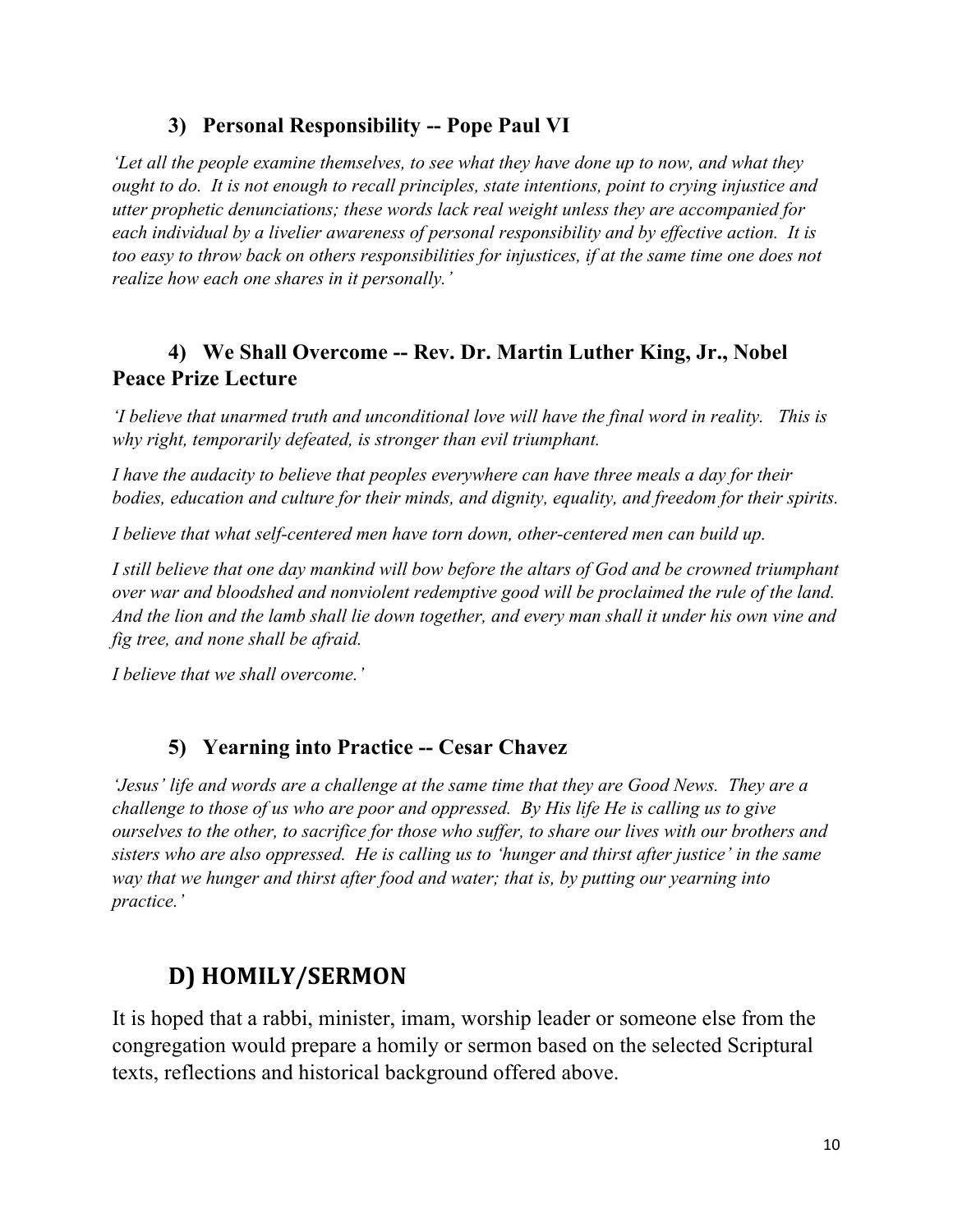### 3) Personal Responsibility -- Pope Paul VI

*'Let all the people examine themselves, to see what they have done up to now, and what they ought to do. It is not enough to recall principles, state intentions, point to crying injustice and utter prophetic denunciations; these words lack real weight unless they are accompanied for each individual by a livelier awareness of personal responsibility and by effective action. It is too easy to throw back on others responsibilities for injustices, if at the same time one does not realize how each one shares in it personally.'*

### 4) We Shall Overcome -- Rev. Dr. Martin Luther King, Jr., Nobel Peace Prize Lecture

*'I believe that unarmed truth and unconditional love will have the final word in reality. This is why right, temporarily defeated, is stronger than evil triumphant.*

*I have the audacity to believe that peoples everywhere can have three meals a day for their bodies, education and culture for their minds, and dignity, equality, and freedom for their spirits.*

*I believe that what self-centered men have torn down, other-centered men can build up.*

*I still believe that one day mankind will bow before the altars of God and be crowned triumphant over war and bloodshed and nonviolent redemptive good will be proclaimed the rule of the land. And the lion and the lamb shall lie down together, and every man shall it under his own vine and fig tree, and none shall be afraid.*

*I believe that we shall overcome.'*

### 5) Yearning into Practice -- Cesar Chavez

*'Jesus' life and words are a challenge at the same time that they are Good News. They are a challenge to those of us who are poor and oppressed. By His life He is calling us to give ourselves to the other, to sacrifice for those who suffer, to share our lives with our brothers and sisters who are also oppressed. He is calling us to 'hunger and thirst after justice' in the same way that we hunger and thirst after food and water; that is, by putting our yearning into practice.'*

## D) HOMILY/SERMON

It is hoped that a rabbi, minister, imam, worship leader or someone else from the congregation would prepare a homily or sermon based on the selected Scriptural texts, reflections and historical background offered above.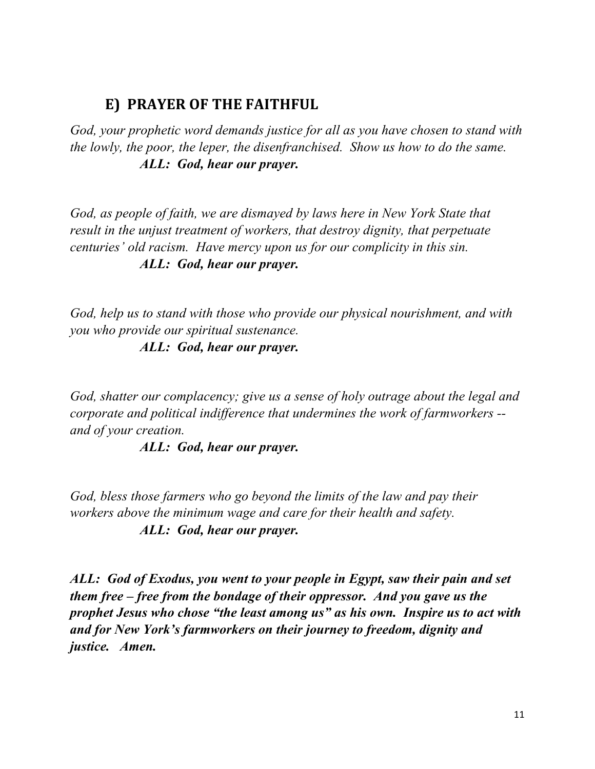## E) PRAYER OF THE FAITHFUL

*God, your prophetic word demands justice for all as you have chosen to stand with the lowly, the poor, the leper, the disenfranchised. Show us how to do the same.*

***ALL: God, hear our prayer.***

*God, as people of faith, we are dismayed by laws here in New York State that result in the unjust treatment of workers, that destroy dignity, that perpetuate centuries' old racism. Have mercy upon us for our complicity in this sin.*

***ALL: God, hear our prayer.***

*God, help us to stand with those who provide our physical nourishment, and with you who provide our spiritual sustenance.*

***ALL: God, hear our prayer.***

*God, shatter our complacency; give us a sense of holy outrage about the legal and corporate and political indifference that undermines the work of farmworkers -- and of your creation.*

***ALL: God, hear our prayer.***

*God, bless those farmers who go beyond the limits of the law and pay their workers above the minimum wage and care for their health and safety.*

***ALL: God, hear our prayer.***

***ALL: God of Exodus, you went to your people in Egypt, saw their pain and set them free – free from the bondage of their oppressor. And you gave us the prophet Jesus who chose "the least among us" as his own. Inspire us to act with and for New York's farmworkers on their journey to freedom, dignity and justice. Amen.***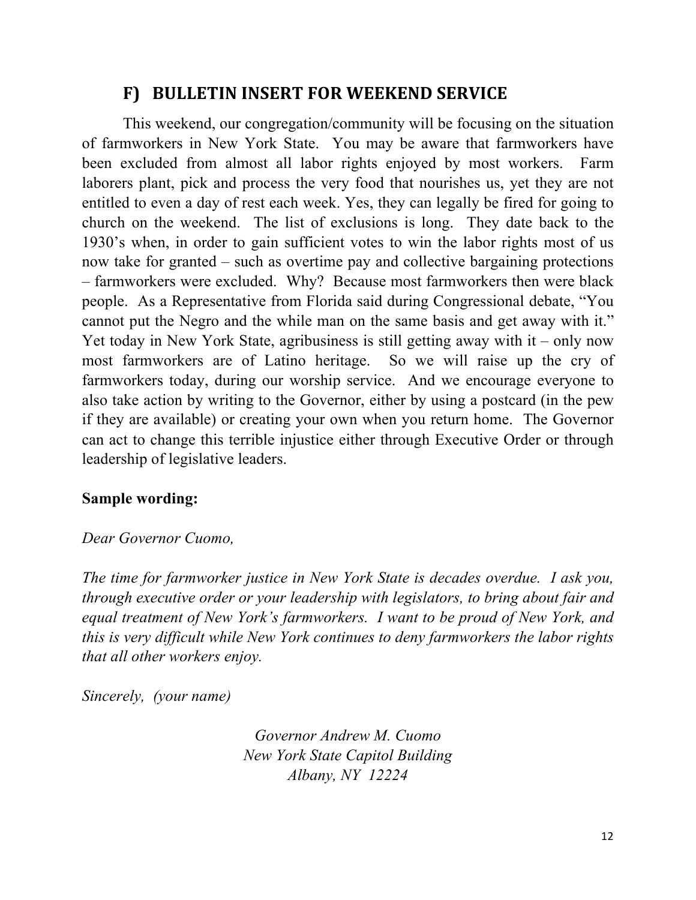## F) BULLETIN INSERT FOR WEEKEND SERVICE

This weekend, our congregation/community will be focusing on the situation of farmworkers in New York State. You may be aware that farmworkers have been excluded from almost all labor rights enjoyed by most workers. Farm laborers plant, pick and process the very food that nourishes us, yet they are not entitled to even a day of rest each week. Yes, they can legally be fired for going to church on the weekend. The list of exclusions is long. They date back to the 1930's when, in order to gain sufficient votes to win the labor rights most of us now take for granted – such as overtime pay and collective bargaining protections – farmworkers were excluded. Why? Because most farmworkers then were black people. As a Representative from Florida said during Congressional debate, "You cannot put the Negro and the while man on the same basis and get away with it." Yet today in New York State, agribusiness is still getting away with it – only now most farmworkers are of Latino heritage. So we will raise up the cry of farmworkers today, during our worship service. And we encourage everyone to also take action by writing to the Governor, either by using a postcard (in the pew if they are available) or creating your own when you return home. The Governor can act to change this terrible injustice either through Executive Order or through leadership of legislative leaders.

**Sample wording:**

*Dear Governor Cuomo,*

*The time for farmworker justice in New York State is decades overdue. I ask you, through executive order or your leadership with legislators, to bring about fair and equal treatment of New York's farmworkers. I want to be proud of New York, and this is very difficult while New York continues to deny farmworkers the labor rights that all other workers enjoy.*

*Sincerely, (your name)*

*Governor Andrew M. Cuomo*
*New York State Capitol Building*
*Albany, NY 12224*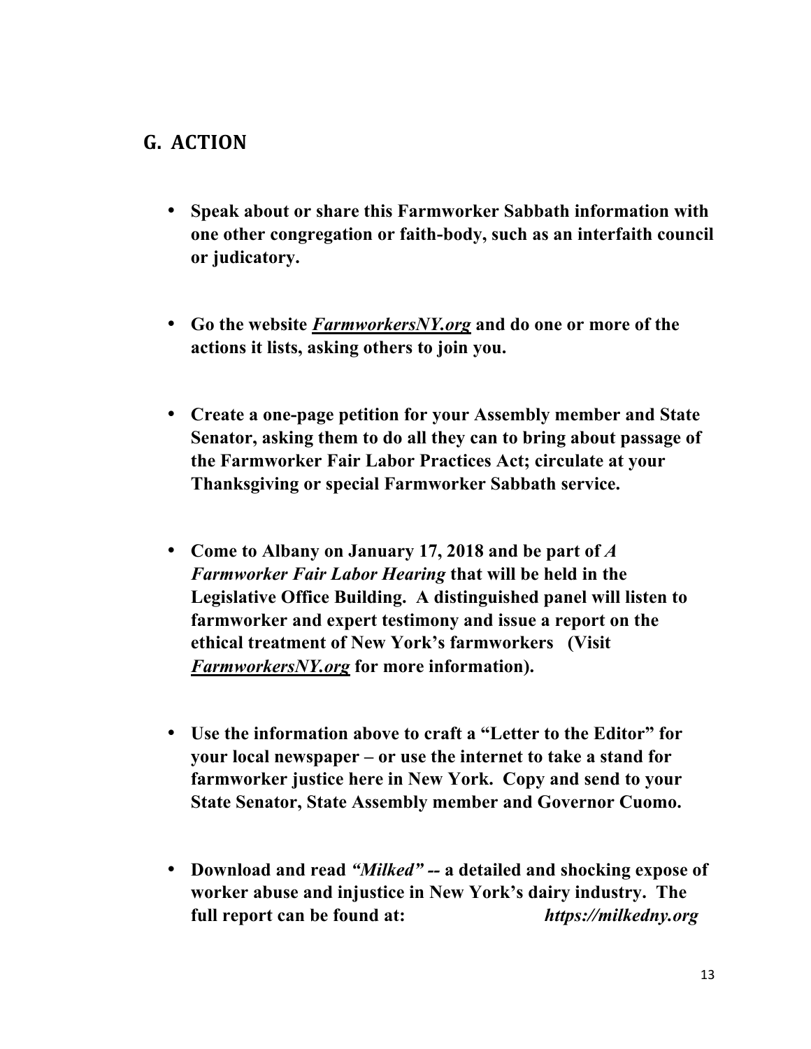## G. ACTION

- **Speak about or share this Farmworker Sabbath information with one other congregation or faith-body, such as an interfaith council or judicatory.**
- **Go the website *FarmworkersNY.org* and do one or more of the actions it lists, asking others to join you.**
- **Create a one-page petition for your Assembly member and State Senator, asking them to do all they can to bring about passage of the Farmworker Fair Labor Practices Act; circulate at your Thanksgiving or special Farmworker Sabbath service.**
- **Come to Albany on January 17, 2018 and be part of *A Farmworker Fair Labor Hearing* that will be held in the Legislative Office Building. A distinguished panel will listen to farmworker and expert testimony and issue a report on the ethical treatment of New York's farmworkers (Visit *FarmworkersNY.org* for more information).**
- **Use the information above to craft a "Letter to the Editor" for your local newspaper – or use the internet to take a stand for farmworker justice here in New York. Copy and send to your State Senator, State Assembly member and Governor Cuomo.**
- **Download and read *"Milked"* -- a detailed and shocking expose of worker abuse and injustice in New York's dairy industry. The full report can be found at: *https://milkedny.org***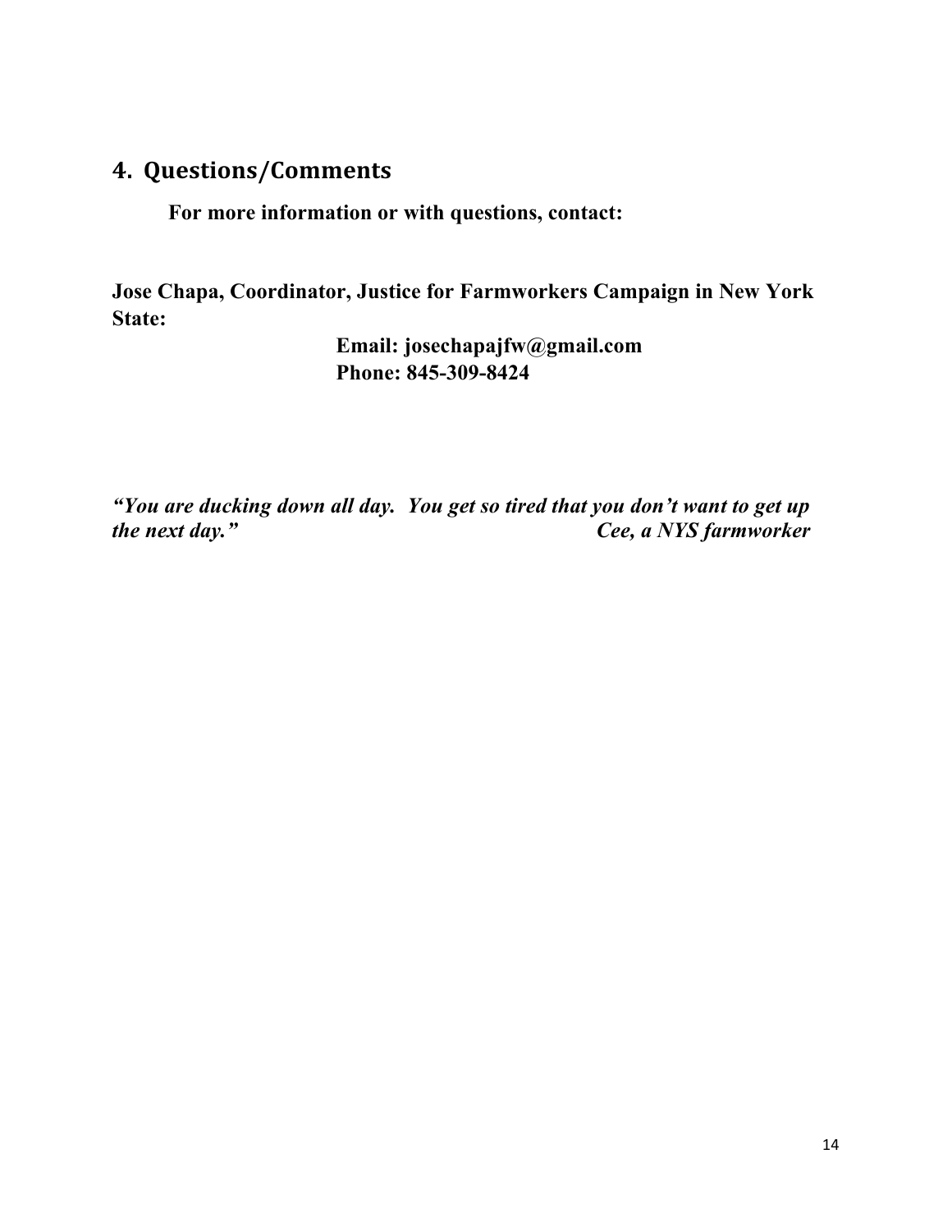## 4. Questions/Comments

**For more information or with questions, contact:**

**Jose Chapa, Coordinator, Justice for Farmworkers Campaign in New York State:**

**Email: josechapajfw@gmail.com**
**Phone: 845-309-8424**

***"You are ducking down all day. You get so tired that you don't want to get up the next day."*** ***Cee, a NYS farmworker***